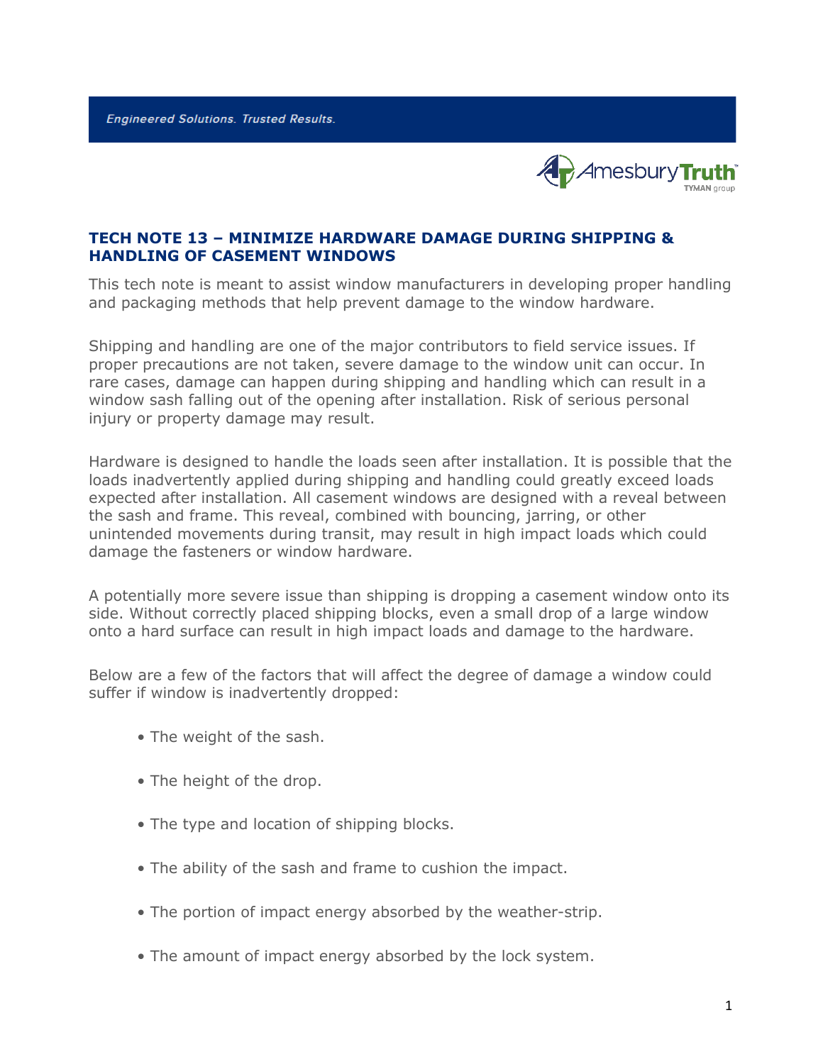*Engineered Solutions. Trusted Results.*

AmesburyTruth
TYMAN group

## TECH NOTE 13 – MINIMIZE HARDWARE DAMAGE DURING SHIPPING & HANDLING OF CASEMENT WINDOWS

This tech note is meant to assist window manufacturers in developing proper handling and packaging methods that help prevent damage to the window hardware.

Shipping and handling are one of the major contributors to field service issues. If proper precautions are not taken, severe damage to the window unit can occur. In rare cases, damage can happen during shipping and handling which can result in a window sash falling out of the opening after installation. Risk of serious personal injury or property damage may result.

Hardware is designed to handle the loads seen after installation. It is possible that the loads inadvertently applied during shipping and handling could greatly exceed loads expected after installation. All casement windows are designed with a reveal between the sash and frame. This reveal, combined with bouncing, jarring, or other unintended movements during transit, may result in high impact loads which could damage the fasteners or window hardware.

A potentially more severe issue than shipping is dropping a casement window onto its side. Without correctly placed shipping blocks, even a small drop of a large window onto a hard surface can result in high impact loads and damage to the hardware.

Below are a few of the factors that will affect the degree of damage a window could suffer if window is inadvertently dropped:

- The weight of the sash.
- The height of the drop.
- The type and location of shipping blocks.
- The ability of the sash and frame to cushion the impact.
- The portion of impact energy absorbed by the weather-strip.
- The amount of impact energy absorbed by the lock system.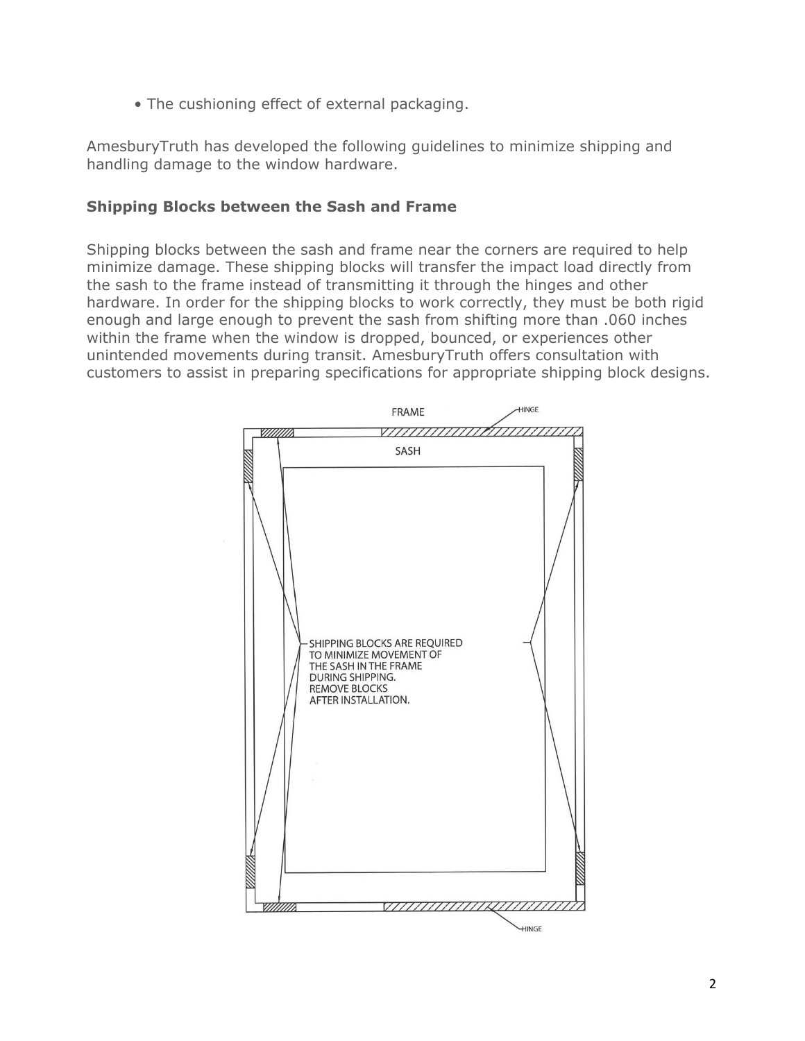- The cushioning effect of external packaging.

AmesburyTruth has developed the following guidelines to minimize shipping and handling damage to the window hardware.

### Shipping Blocks between the Sash and Frame

Shipping blocks between the sash and frame near the corners are required to help minimize damage. These shipping blocks will transfer the impact load directly from the sash to the frame instead of transmitting it through the hinges and other hardware. In order for the shipping blocks to work correctly, they must be both rigid enough and large enough to prevent the sash from shifting more than .060 inches within the frame when the window is dropped, bounced, or experiences other unintended movements during transit. AmesburyTruth offers consultation with customers to assist in preparing specifications for appropriate shipping block designs.

FRAME

HINGE

SASH

SHIPPING BLOCKS ARE REQUIRED TO MINIMIZE MOVEMENT OF THE SASH IN THE FRAME DURING SHIPPING. REMOVE BLOCKS AFTER INSTALLATION.

HINGE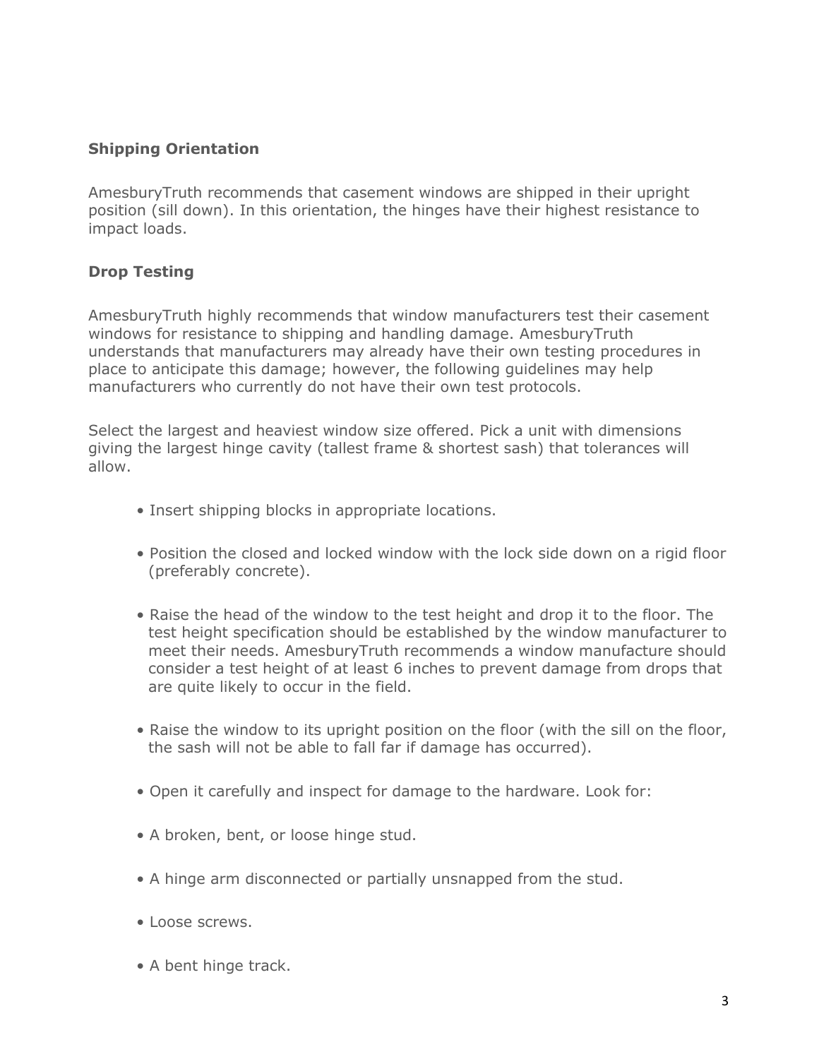## Shipping Orientation

AmesburyTruth recommends that casement windows are shipped in their upright position (sill down). In this orientation, the hinges have their highest resistance to impact loads.

## Drop Testing

AmesburyTruth highly recommends that window manufacturers test their casement windows for resistance to shipping and handling damage. AmesburyTruth understands that manufacturers may already have their own testing procedures in place to anticipate this damage; however, the following guidelines may help manufacturers who currently do not have their own test protocols.

Select the largest and heaviest window size offered. Pick a unit with dimensions giving the largest hinge cavity (tallest frame & shortest sash) that tolerances will allow.

- Insert shipping blocks in appropriate locations.
- Position the closed and locked window with the lock side down on a rigid floor (preferably concrete).
- Raise the head of the window to the test height and drop it to the floor. The test height specification should be established by the window manufacturer to meet their needs. AmesburyTruth recommends a window manufacture should consider a test height of at least 6 inches to prevent damage from drops that are quite likely to occur in the field.
- Raise the window to its upright position on the floor (with the sill on the floor, the sash will not be able to fall far if damage has occurred).
- Open it carefully and inspect for damage to the hardware. Look for:
- A broken, bent, or loose hinge stud.
- A hinge arm disconnected or partially unsnapped from the stud.
- Loose screws.
- A bent hinge track.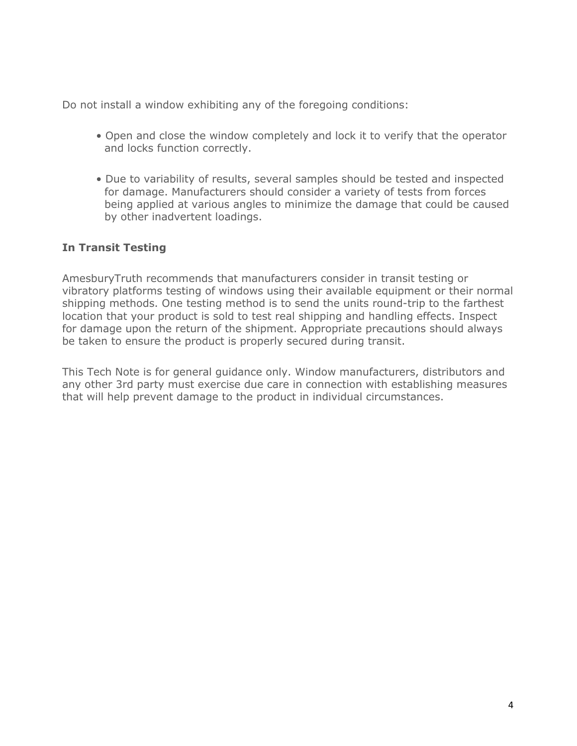Do not install a window exhibiting any of the foregoing conditions:

- Open and close the window completely and lock it to verify that the operator and locks function correctly.

- Due to variability of results, several samples should be tested and inspected for damage. Manufacturers should consider a variety of tests from forces being applied at various angles to minimize the damage that could be caused by other inadvertent loadings.

**In Transit Testing**

AmesburyTruth recommends that manufacturers consider in transit testing or vibratory platforms testing of windows using their available equipment or their normal shipping methods. One testing method is to send the units round-trip to the farthest location that your product is sold to test real shipping and handling effects. Inspect for damage upon the return of the shipment. Appropriate precautions should always be taken to ensure the product is properly secured during transit.

This Tech Note is for general guidance only. Window manufacturers, distributors and any other 3rd party must exercise due care in connection with establishing measures that will help prevent damage to the product in individual circumstances.